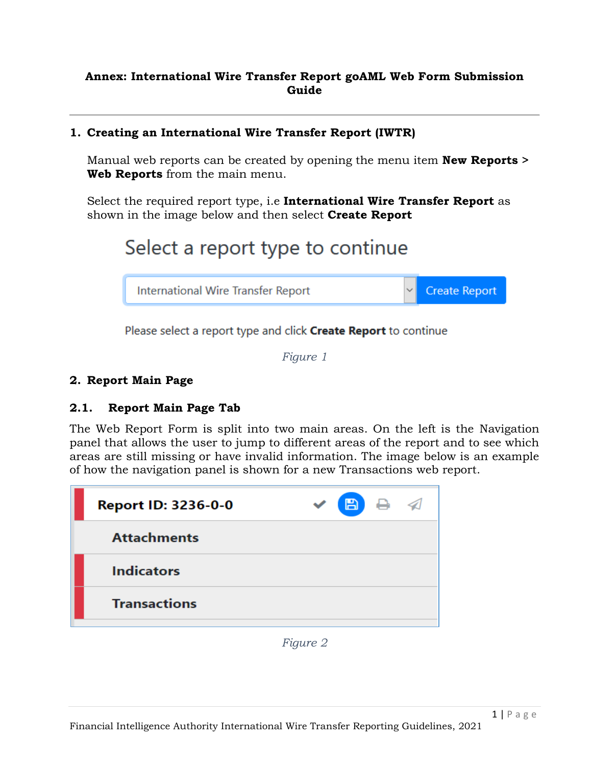# Annex: International Wire Transfer Report goAML Web Form Submission Guide

## 1. Creating an International Wire Transfer Report (IWTR)

Manual web reports can be created by opening the menu item **New Reports > Web Reports** from the main menu.

Select the required report type, i.e **International Wire Transfer Report** as shown in the image below and then select **Create Report**

*Figure 1*

## 2. Report Main Page

### 2.1. Report Main Page Tab

The Web Report Form is split into two main areas. On the left is the Navigation panel that allows the user to jump to different areas of the report and to see which areas are still missing or have invalid information. The image below is an example of how the navigation panel is shown for a new Transactions web report.

*Figure 2*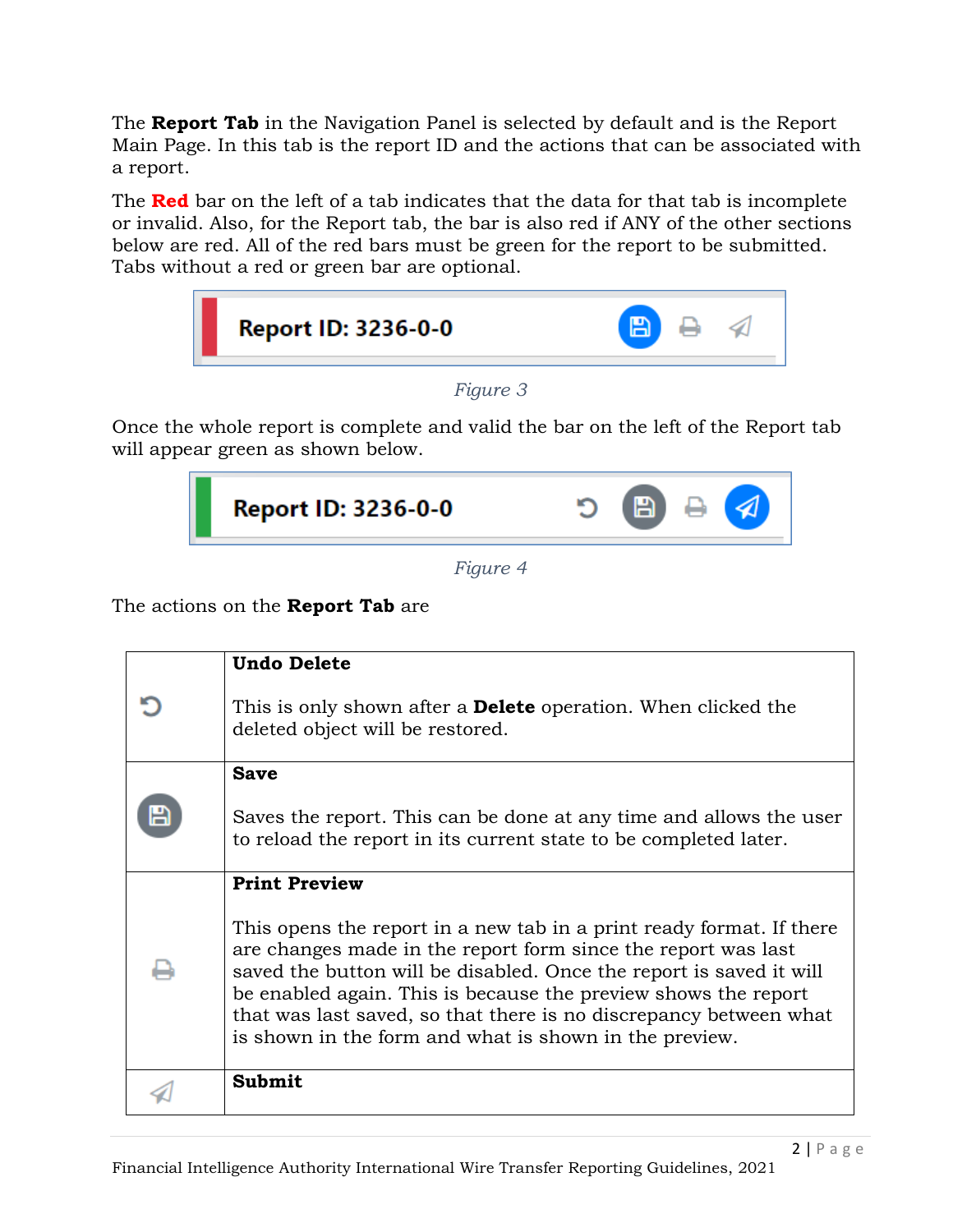The **Report Tab** in the Navigation Panel is selected by default and is the Report Main Page. In this tab is the report ID and the actions that can be associated with a report.

The **Red** bar on the left of a tab indicates that the data for that tab is incomplete or invalid. Also, for the Report tab, the bar is also red if ANY of the other sections below are red. All of the red bars must be green for the report to be submitted. Tabs without a red or green bar are optional.

*Figure 3*

Once the whole report is complete and valid the bar on the left of the Report tab will appear green as shown below.

*Figure 4*

The actions on the **Report Tab** are

| | |
|---|---|
| | **Undo Delete**<br><br>This is only shown after a **Delete** operation. When clicked the deleted object will be restored. |
| | **Save**<br><br>Saves the report. This can be done at any time and allows the user to reload the report in its current state to be completed later. |
| | **Print Preview**<br><br>This opens the report in a new tab in a print ready format. If there are changes made in the report form since the report was last saved the button will be disabled. Once the report is saved it will be enabled again. This is because the preview shows the report that was last saved, so that there is no discrepancy between what is shown in the form and what is shown in the preview. |
| | **Submit** |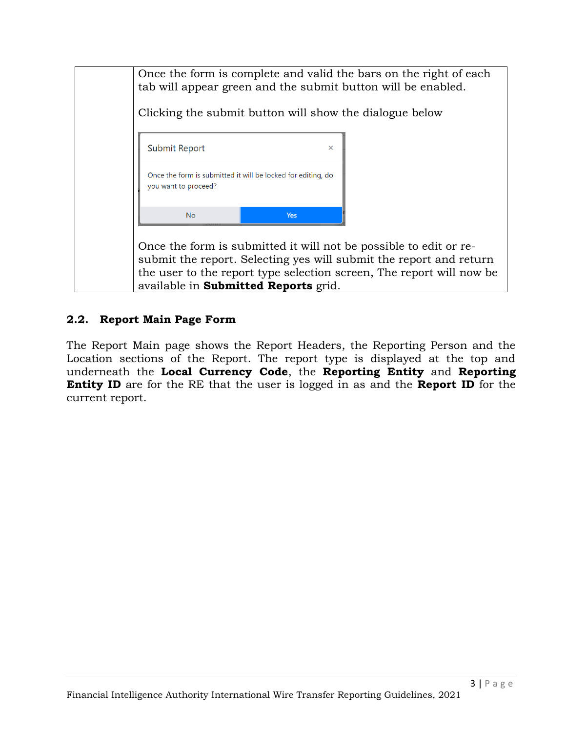| | Once the form is complete and valid the bars on the right of each tab will appear green and the submit button will be enabled.<br><br>Clicking the submit button will show the dialogue below<br><br>Submit Report ×<br>Once the form is submitted it will be locked for editing, do you want to proceed?<br>No Yes<br><br>Once the form is submitted it will not be possible to edit or re-submit the report. Selecting yes will submit the report and return the user to the report type selection screen, The report will now be available in **Submitted Reports** grid. |
|---|---|

## 2.2. Report Main Page Form

The Report Main page shows the Report Headers, the Reporting Person and the Location sections of the Report. The report type is displayed at the top and underneath the **Local Currency Code**, the **Reporting Entity** and **Reporting Entity ID** are for the RE that the user is logged in as and the **Report ID** for the current report.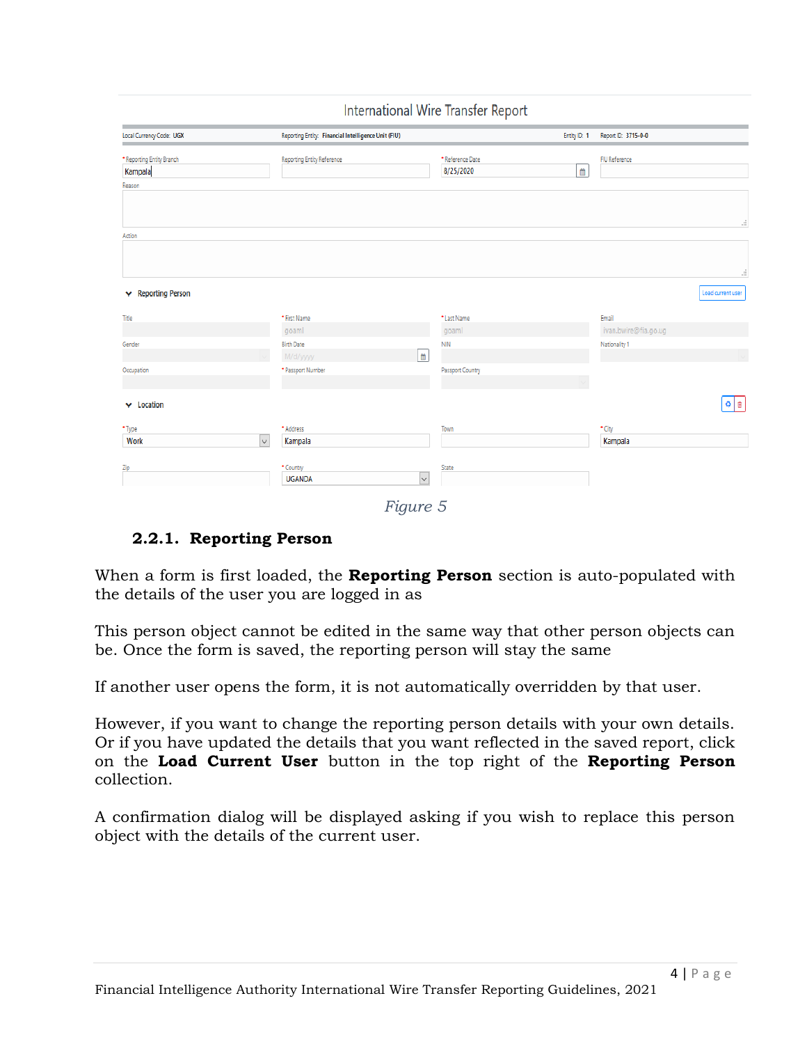Figure 5

### 2.2.1. Reporting Person

When a form is first loaded, the **Reporting Person** section is auto-populated with the details of the user you are logged in as

This person object cannot be edited in the same way that other person objects can be. Once the form is saved, the reporting person will stay the same

If another user opens the form, it is not automatically overridden by that user.

However, if you want to change the reporting person details with your own details. Or if you have updated the details that you want reflected in the saved report, click on the **Load Current User** button in the top right of the **Reporting Person** collection.

A confirmation dialog will be displayed asking if you wish to replace this person object with the details of the current user.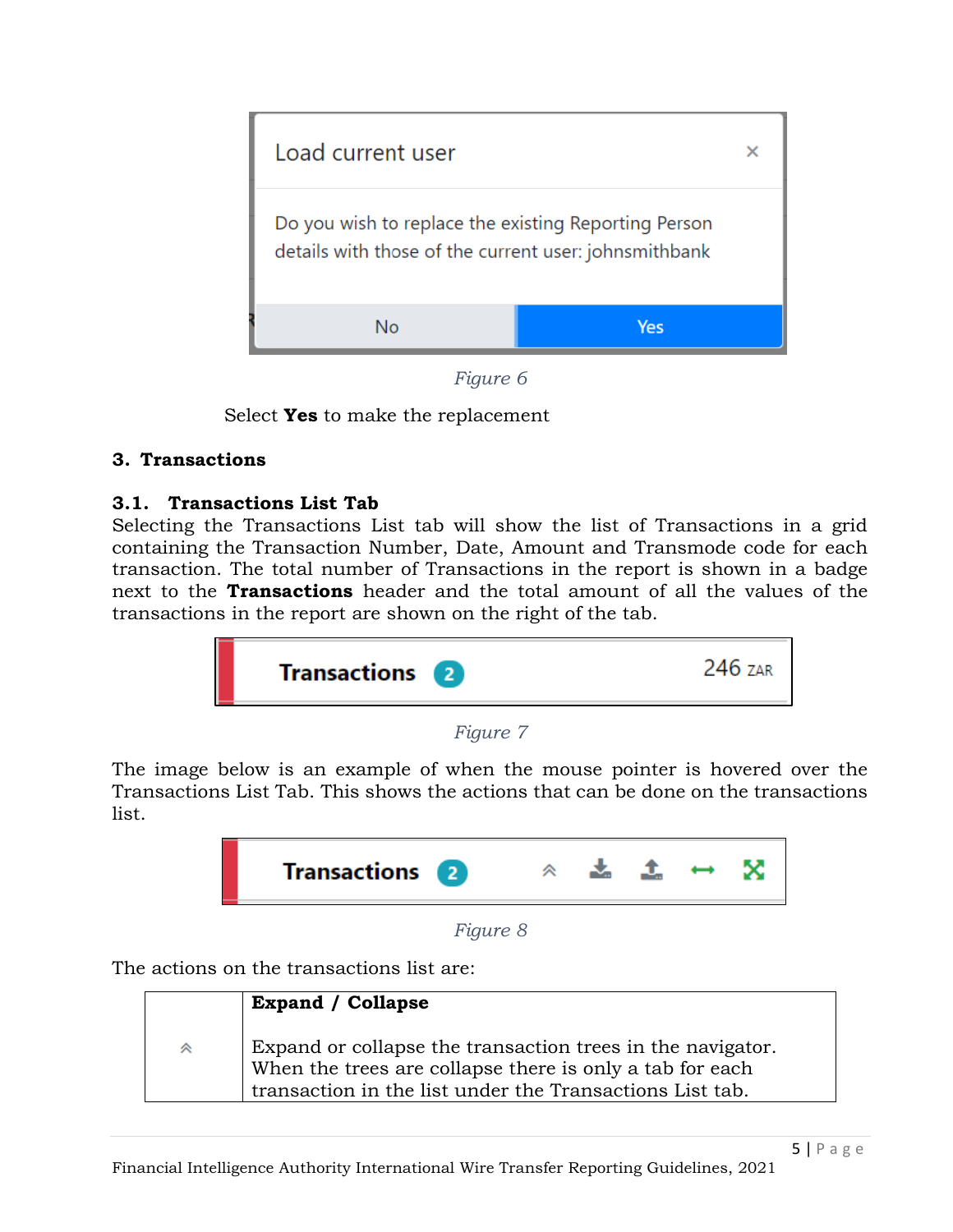*Figure 6*

Select **Yes** to make the replacement

## 3. Transactions

### 3.1. Transactions List Tab

Selecting the Transactions List tab will show the list of Transactions in a grid containing the Transaction Number, Date, Amount and Transmode code for each transaction. The total number of Transactions in the report is shown in a badge next to the **Transactions** header and the total amount of all the values of the transactions in the report are shown on the right of the tab.

*Figure 7*

The image below is an example of when the mouse pointer is hovered over the Transactions List Tab. This shows the actions that can be done on the transactions list.

*Figure 8*

The actions on the transactions list are:

| | |
|---|---|
| | **Expand / Collapse**<br><br>Expand or collapse the transaction trees in the navigator. When the trees are collapse there is only a tab for each transaction in the list under the Transactions List tab. |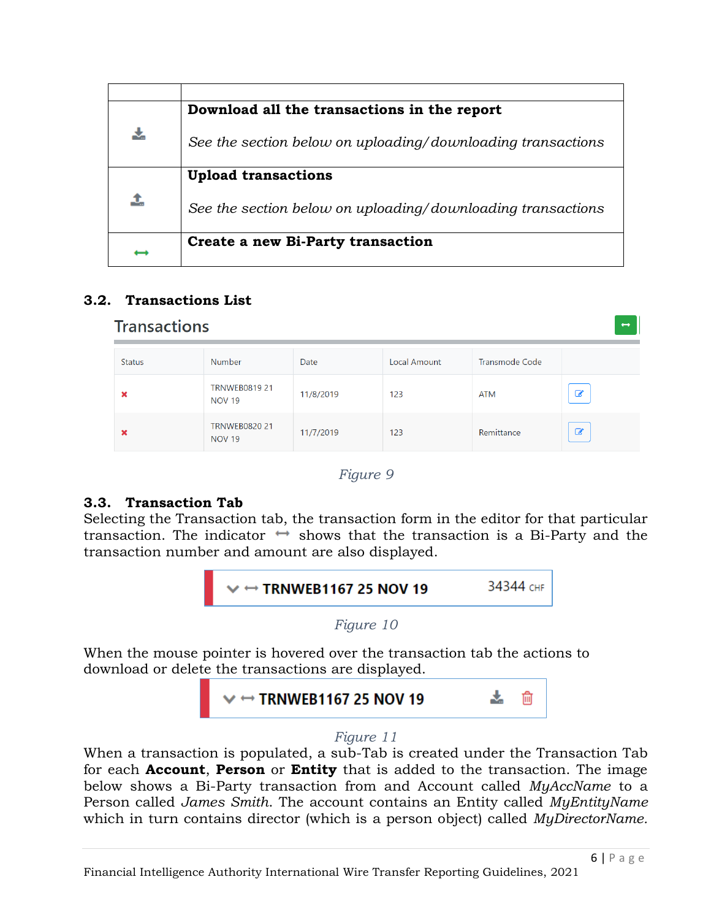| | |
|---|---|
| | **Download all the transactions in the report** <br><br> *See the section below on uploading/downloading transactions* |
| | **Upload transactions** <br><br> *See the section below on uploading/downloading transactions* |
| ⟷ | **Create a new Bi-Party transaction** |

## 3.2. Transactions List

Transactions

| Status | Number | Date | Local Amount | Transmode Code | |
|---|---|---|---|---|---|
| ✖ | TRNWEB0819 21 NOV 19 | 11/8/2019 | 123 | ATM | |
| ✖ | TRNWEB0820 21 NOV 19 | 11/7/2019 | 123 | Remittance | |

*Figure 9*

## 3.3. Transaction Tab

Selecting the Transaction tab, the transaction form in the editor for that particular transaction. The indicator ⟷ shows that the transaction is a Bi-Party and the transaction number and amount are also displayed.

⟷ TRNWEB1167 25 NOV 19 34344 CHF

*Figure 10*

When the mouse pointer is hovered over the transaction tab the actions to download or delete the transactions are displayed.

⟷ TRNWEB1167 25 NOV 19

*Figure 11*

When a transaction is populated, a sub-Tab is created under the Transaction Tab for each **Account**, **Person** or **Entity** that is added to the transaction. The image below shows a Bi-Party transaction from and Account called *MyAccName* to a Person called *James Smith*. The account contains an Entity called *MyEntityName* which in turn contains director (which is a person object) called *MyDirectorName.*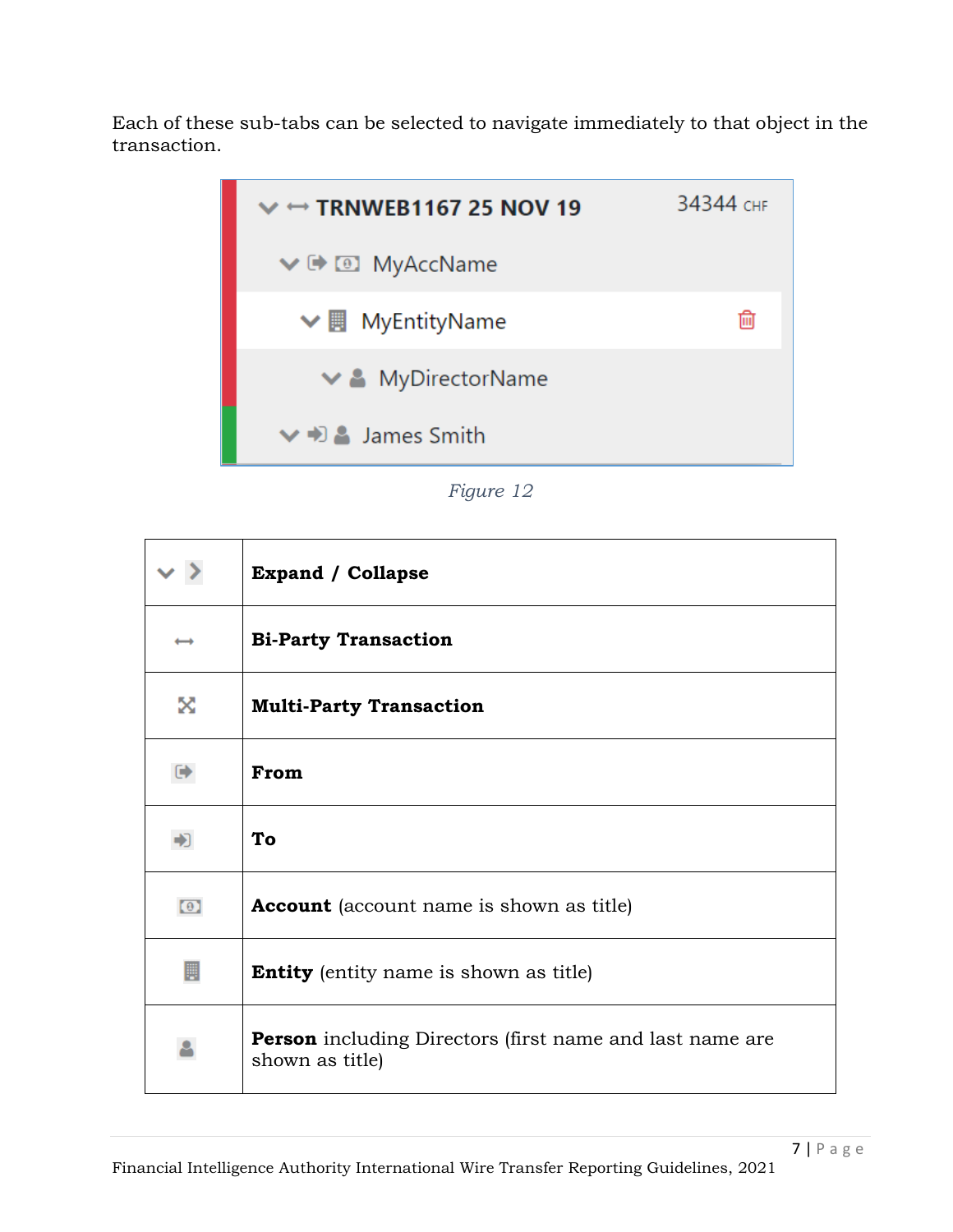Each of these sub-tabs can be selected to navigate immediately to that object in the transaction.

*Figure 12*

| | |
|---|---|
| ⌄ › | **Expand / Collapse** |
| ⟷ | **Bi-Party Transaction** |
| ⤧ | **Multi-Party Transaction** |
| ⇨ | **From** |
| ⇥ | **To** |
| 💵 | **Account** (account name is shown as title) |
| 🏢 | **Entity** (entity name is shown as title) |
| 👤 | **Person** including Directors (first name and last name are shown as title) |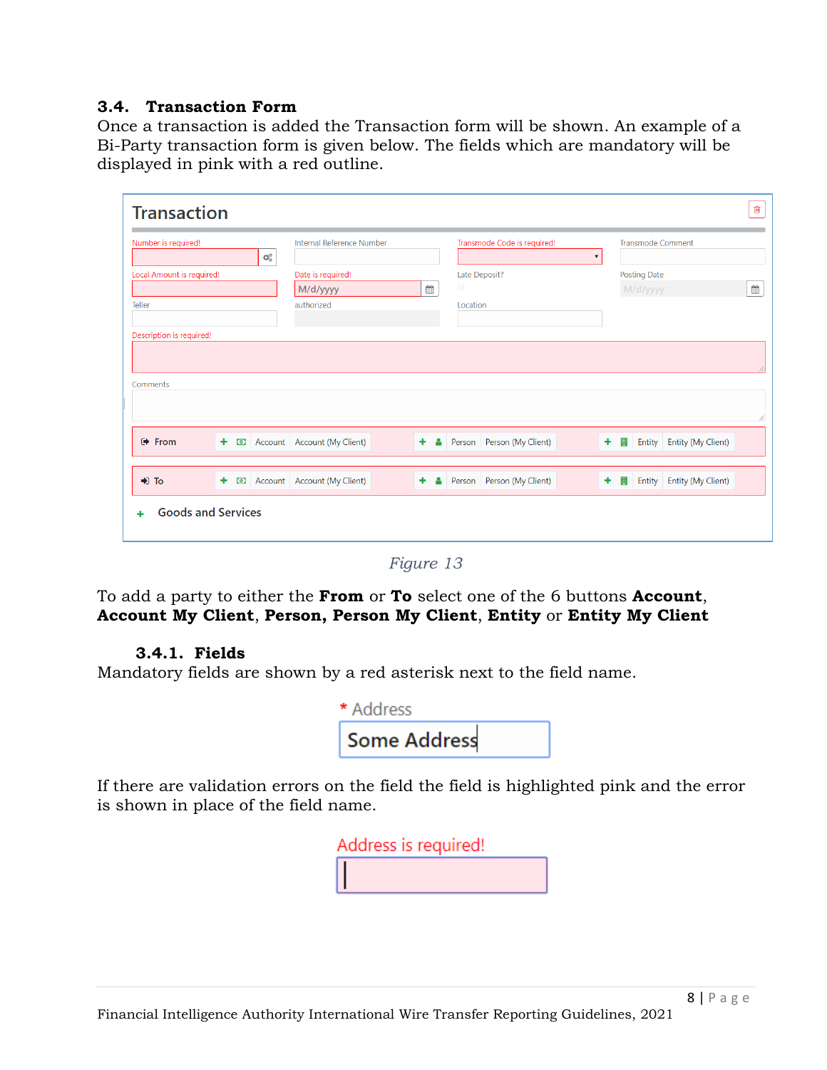## 3.4. Transaction Form

Once a transaction is added the Transaction form will be shown. An example of a Bi-Party transaction form is given below. The fields which are mandatory will be displayed in pink with a red outline.

*Figure 13*

To add a party to either the **From** or **To** select one of the 6 buttons **Account**, **Account My Client**, **Person, Person My Client**, **Entity** or **Entity My Client**

### 3.4.1. Fields

Mandatory fields are shown by a red asterisk next to the field name.

If there are validation errors on the field the field is highlighted pink and the error is shown in place of the field name.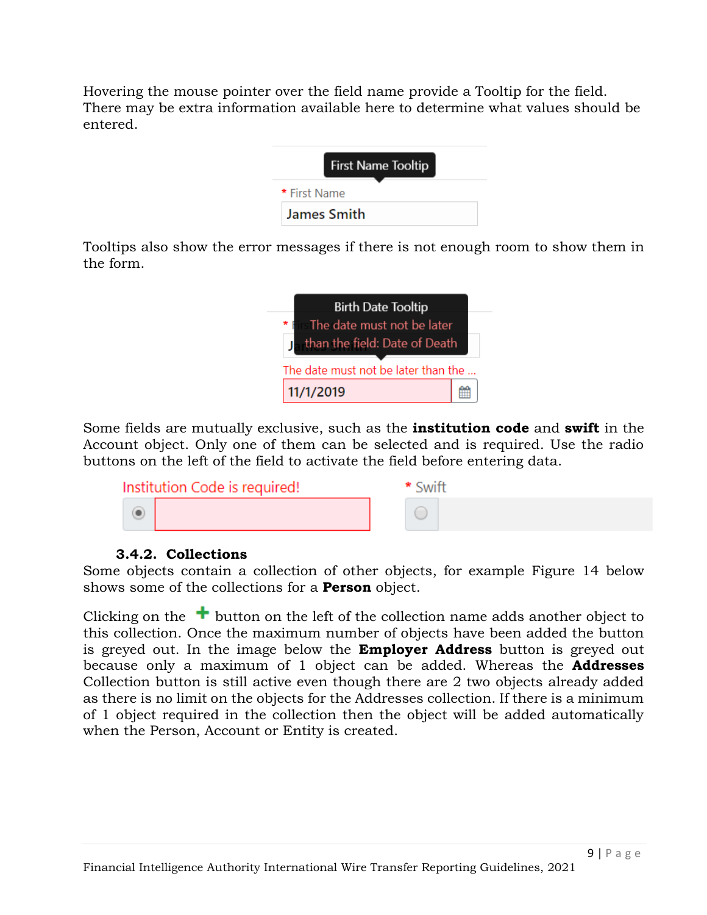Hovering the mouse pointer over the field name provide a Tooltip for the field. There may be extra information available here to determine what values should be entered.

Tooltips also show the error messages if there is not enough room to show them in the form.

Some fields are mutually exclusive, such as the **institution code** and **swift** in the Account object. Only one of them can be selected and is required. Use the radio buttons on the left of the field to activate the field before entering data.

### 3.4.2. Collections

Some objects contain a collection of other objects, for example Figure 14 below shows some of the collections for a **Person** object.

Clicking on the + button on the left of the collection name adds another object to this collection. Once the maximum number of objects have been added the button is greyed out. In the image below the **Employer Address** button is greyed out because only a maximum of 1 object can be added. Whereas the **Addresses** Collection button is still active even though there are 2 two objects already added as there is no limit on the objects for the Addresses collection. If there is a minimum of 1 object required in the collection then the object will be added automatically when the Person, Account or Entity is created.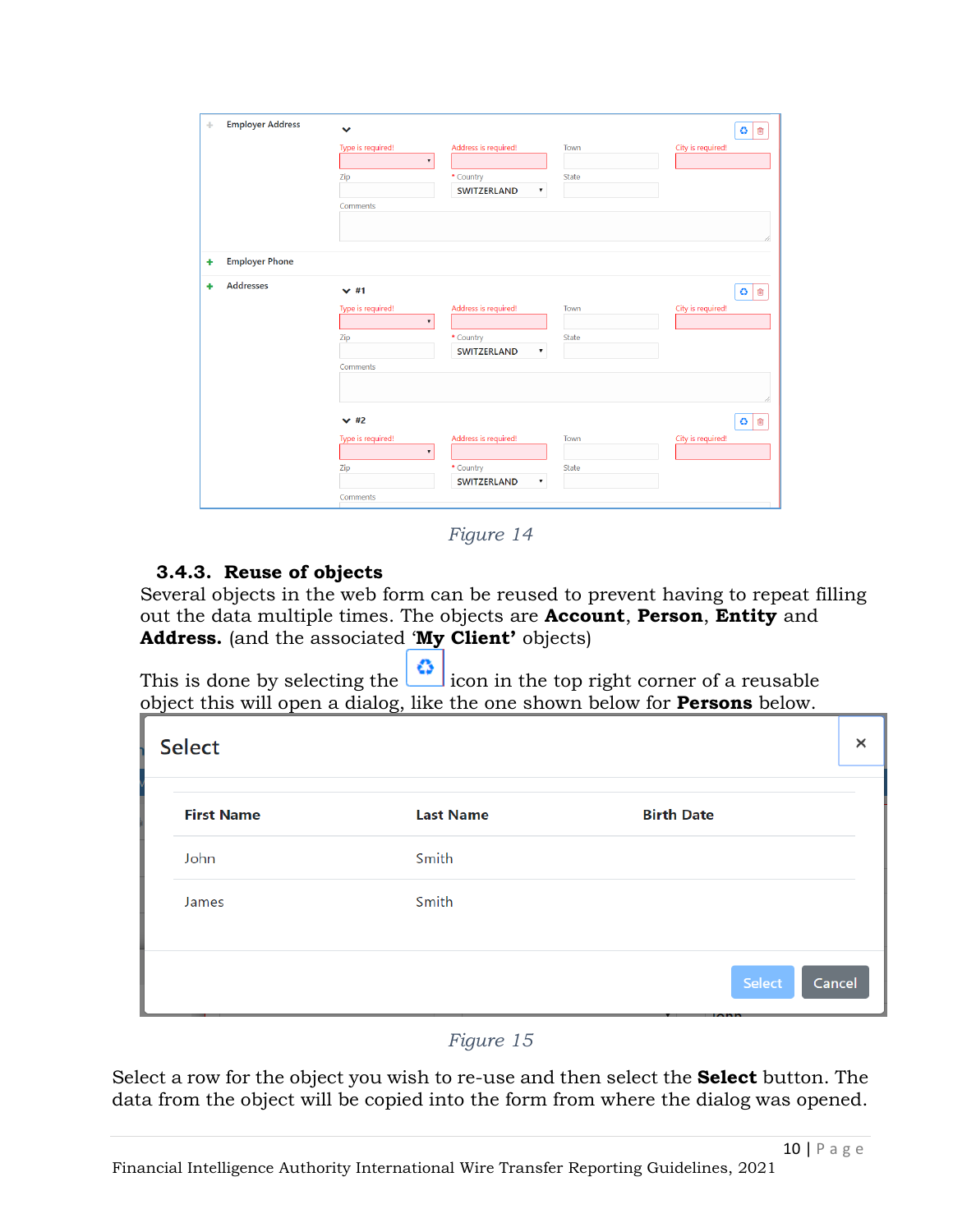Figure 14

### 3.4.3. Reuse of objects

Several objects in the web form can be reused to prevent having to repeat filling out the data multiple times. The objects are **Account**, **Person**, **Entity** and **Address.** (and the associated '**My Client'** objects)

This is done by selecting the icon in the top right corner of a reusable object this will open a dialog, like the one shown below for **Persons** below.

Figure 15

Select a row for the object you wish to re-use and then select the **Select** button. The data from the object will be copied into the form from where the dialog was opened.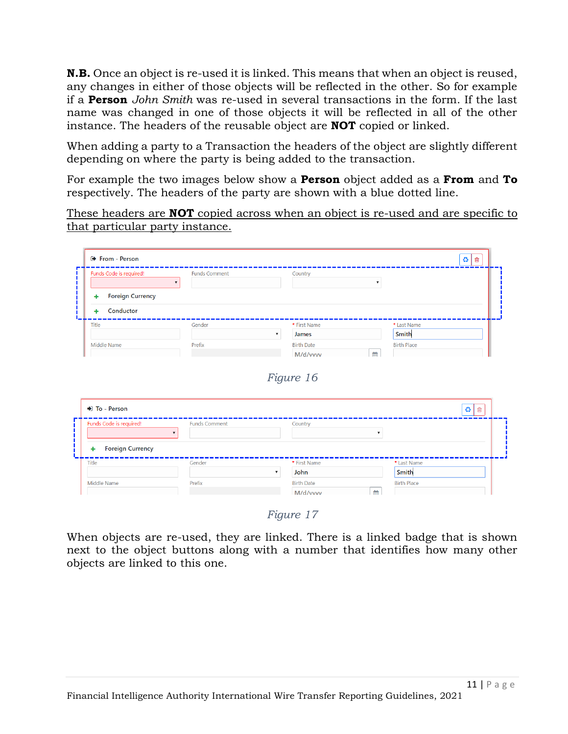**N.B.** Once an object is re-used it is linked. This means that when an object is reused, any changes in either of those objects will be reflected in the other. So for example if a **Person** *John Smith* was re-used in several transactions in the form. If the last name was changed in one of those objects it will be reflected in all of the other instance. The headers of the reusable object are **NOT** copied or linked.

When adding a party to a Transaction the headers of the object are slightly different depending on where the party is being added to the transaction.

For example the two images below show a **Person** object added as a **From** and **To** respectively. The headers of the party are shown with a blue dotted line.

<u>These headers are **NOT** copied across when an object is re-used and are specific to that particular party instance.</u>

*Figure 16*

*Figure 17*

When objects are re-used, they are linked. There is a linked badge that is shown next to the object buttons along with a number that identifies how many other objects are linked to this one.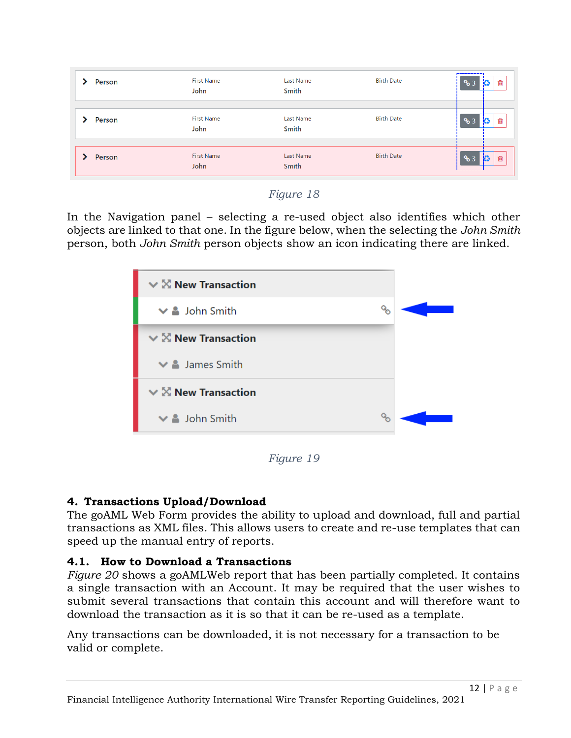Figure 18

In the Navigation panel – selecting a re-used object also identifies which other objects are linked to that one. In the figure below, when the selecting the *John Smith* person, both *John Smith* person objects show an icon indicating there are linked.

Figure 19

## 4. Transactions Upload/Download

The goAML Web Form provides the ability to upload and download, full and partial transactions as XML files. This allows users to create and re-use templates that can speed up the manual entry of reports.

### 4.1. How to Download a Transactions

*Figure 20* shows a goAMLWeb report that has been partially completed. It contains a single transaction with an Account. It may be required that the user wishes to submit several transactions that contain this account and will therefore want to download the transaction as it is so that it can be re-used as a template.

Any transactions can be downloaded, it is not necessary for a transaction to be valid or complete.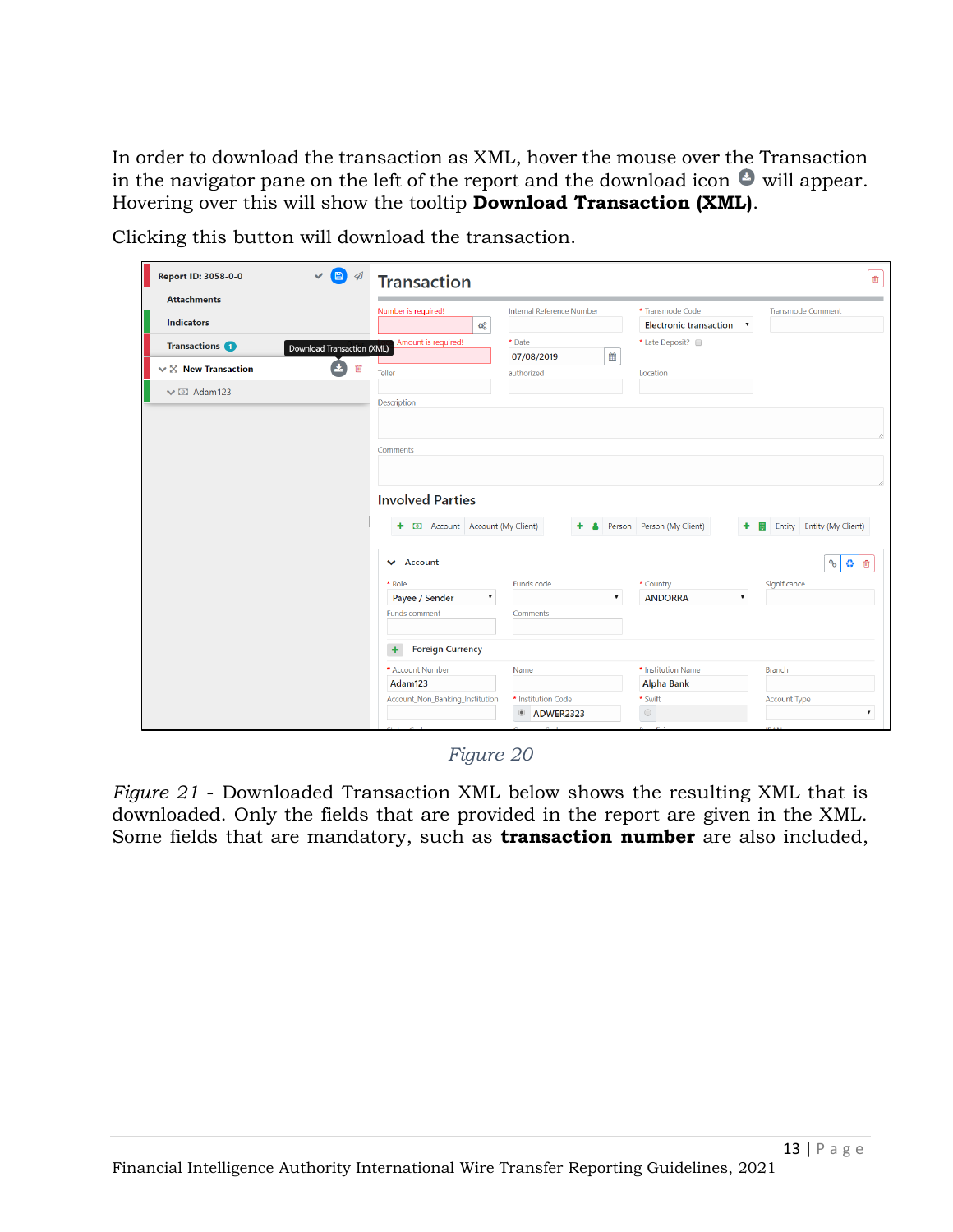In order to download the transaction as XML, hover the mouse over the Transaction in the navigator pane on the left of the report and the download icon will appear. Hovering over this will show the tooltip **Download Transaction (XML)**.

Clicking this button will download the transaction.

*Figure 20*

*Figure 21* - Downloaded Transaction XML below shows the resulting XML that is downloaded. Only the fields that are provided in the report are given in the XML. Some fields that are mandatory, such as **transaction number** are also included,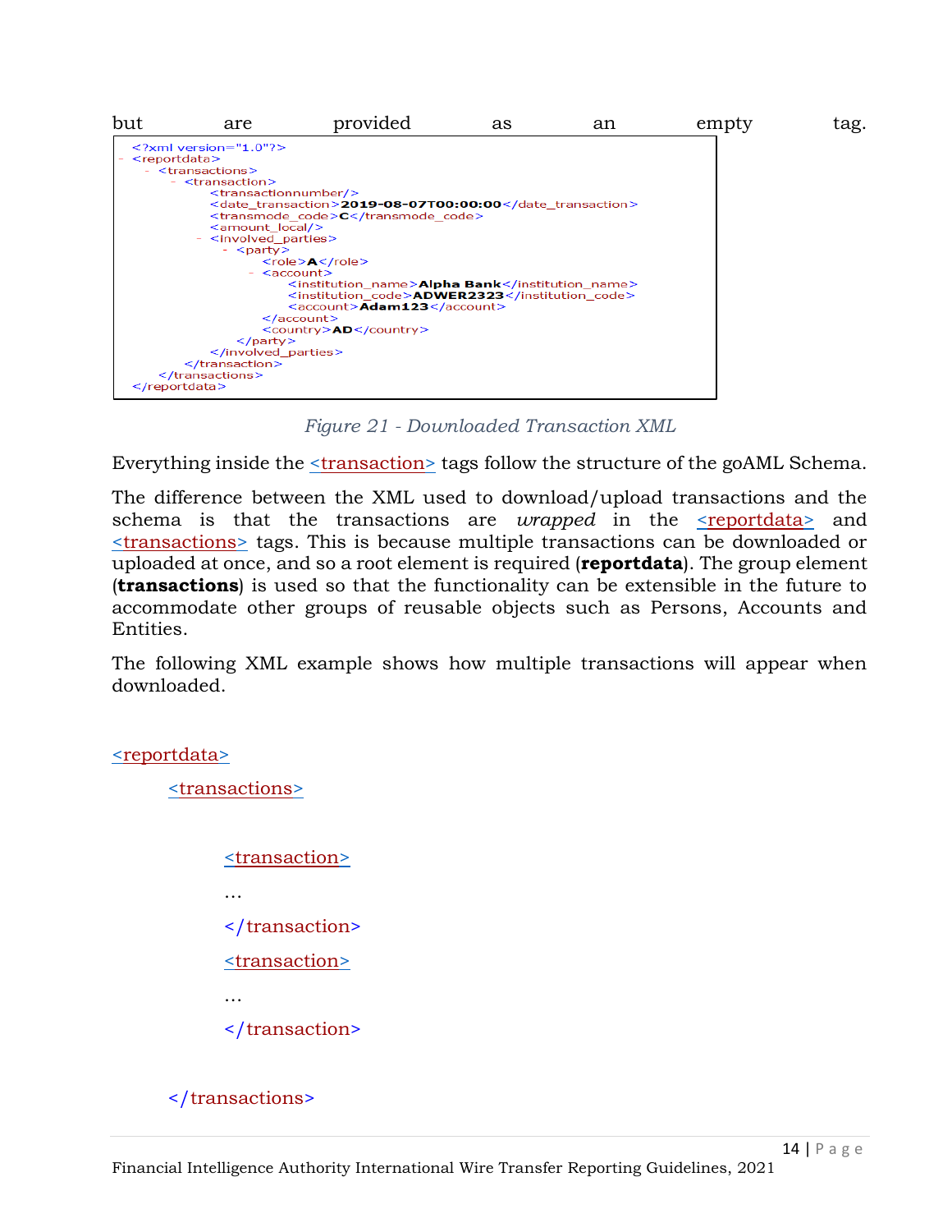but are provided as an empty tag.

```xml
<?xml version="1.0"?>
- <reportdata>
  - <transactions>
    - <transaction>
        <transactionnumber/>
        <date_transaction>2019-08-07T00:00:00</date_transaction>
        <transmode_code>C</transmode_code>
        <amount_local/>
      - <involved_parties>
        - <party>
            <role>A</role>
          - <account>
              <institution_name>Alpha Bank</institution_name>
              <institution_code>ADWER2323</institution_code>
              <account>Adam123</account>
            </account>
            <country>AD</country>
          </party>
        </involved_parties>
      </transaction>
    </transactions>
</reportdata>
```

*Figure 21 - Downloaded Transaction XML*

Everything inside the <transaction> tags follow the structure of the goAML Schema.

The difference between the XML used to download/upload transactions and the schema is that the transactions are *wrapped* in the <reportdata> and <transactions> tags. This is because multiple transactions can be downloaded or uploaded at once, and so a root element is required (**reportdata**). The group element (**transactions**) is used so that the functionality can be extensible in the future to accommodate other groups of reusable objects such as Persons, Accounts and Entities.

The following XML example shows how multiple transactions will appear when downloaded.

```xml
<reportdata>
    <transactions>

        <transaction>
        …
        </transaction>
        <transaction>
        …
        </transaction>

    </transactions>
```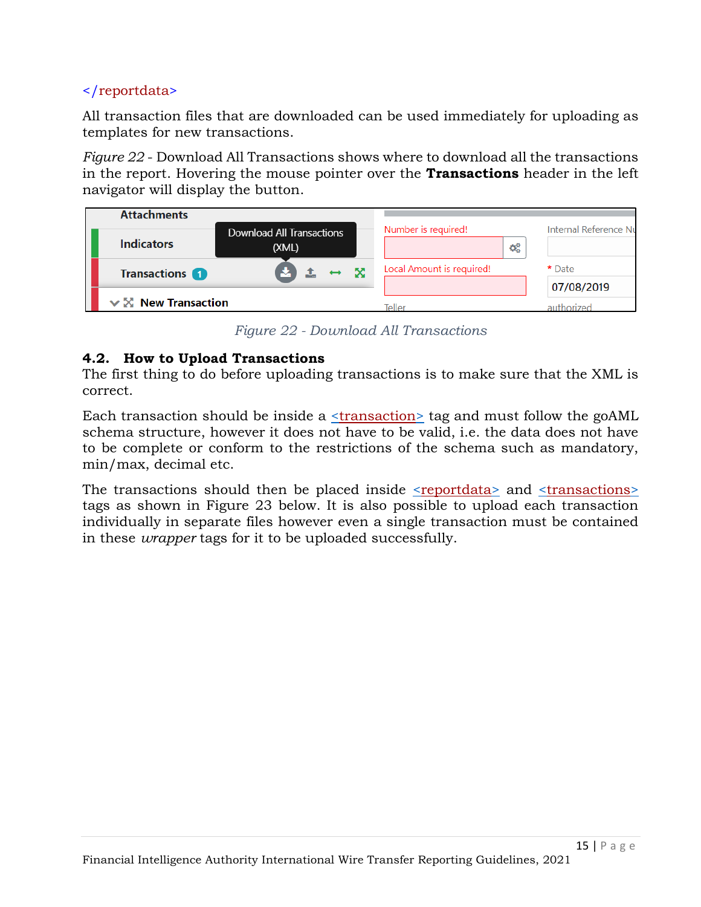</reportdata>

All transaction files that are downloaded can be used immediately for uploading as templates for new transactions.

*Figure 22* - Download All Transactions shows where to download all the transactions in the report. Hovering the mouse pointer over the **Transactions** header in the left navigator will display the button.

*Figure 22 - Download All Transactions*

## 4.2. How to Upload Transactions

The first thing to do before uploading transactions is to make sure that the XML is correct.

Each transaction should be inside a <transaction> tag and must follow the goAML schema structure, however it does not have to be valid, i.e. the data does not have to be complete or conform to the restrictions of the schema such as mandatory, min/max, decimal etc.

The transactions should then be placed inside <reportdata> and <transactions> tags as shown in Figure 23 below. It is also possible to upload each transaction individually in separate files however even a single transaction must be contained in these *wrapper* tags for it to be uploaded successfully.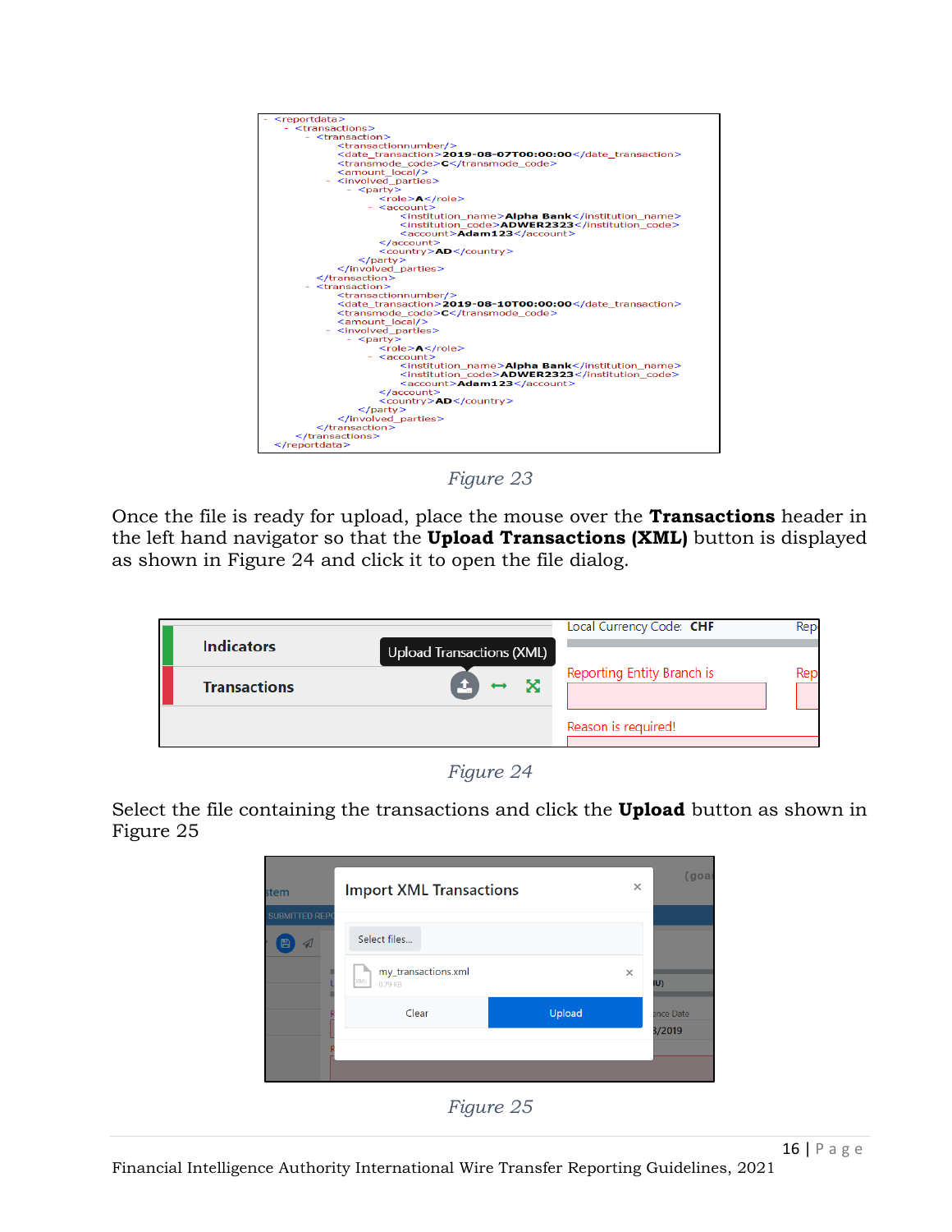```
- <reportdata>
  - <transactions>
    - <transaction>
        <transactionnumber/>
        <date_transaction>2019-08-07T00:00:00</date_transaction>
        <transmode_code>C</transmode_code>
        <amount_local/>
      - <involved_parties>
        - <party>
            <role>A</role>
          - <account>
              <institution_name>Alpha Bank</institution_name>
              <institution_code>ADWER2323</institution_code>
              <account>Adam123</account>
            </account>
            <country>AD</country>
          </party>
        </involved_parties>
      </transaction>
    - <transaction>
        <transactionnumber/>
        <date_transaction>2019-08-10T00:00:00</date_transaction>
        <transmode_code>C</transmode_code>
        <amount_local/>
      - <involved_parties>
        - <party>
            <role>A</role>
          - <account>
              <institution_name>Alpha Bank</institution_name>
              <institution_code>ADWER2323</institution_code>
              <account>Adam123</account>
            </account>
            <country>AD</country>
          </party>
        </involved_parties>
      </transaction>
    </transactions>
  </reportdata>
```

*Figure 23*

Once the file is ready for upload, place the mouse over the **Transactions** header in the left hand navigator so that the **Upload Transactions (XML)** button is displayed as shown in Figure 24 and click it to open the file dialog.

*Figure 24*

Select the file containing the transactions and click the **Upload** button as shown in Figure 25

*Figure 25*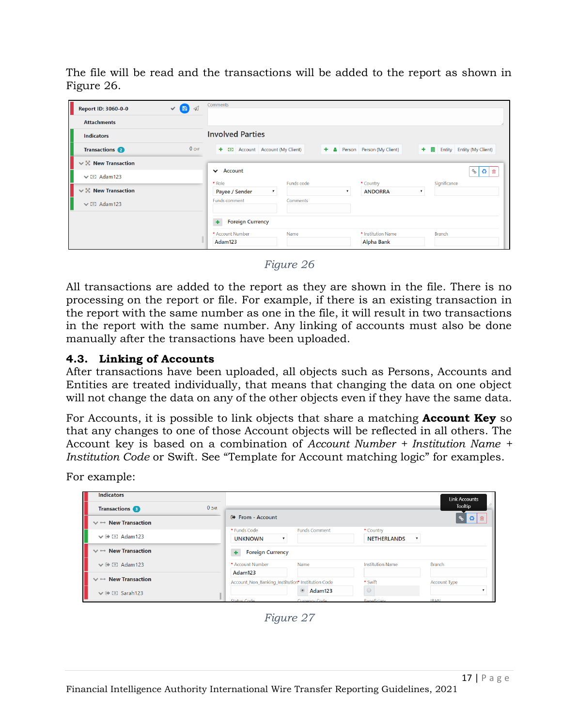The file will be read and the transactions will be added to the report as shown in Figure 26.

*Figure 26*

All transactions are added to the report as they are shown in the file. There is no processing on the report or file. For example, if there is an existing transaction in the report with the same number as one in the file, it will result in two transactions in the report with the same number. Any linking of accounts must also be done manually after the transactions have been uploaded.

## 4.3. Linking of Accounts

After transactions have been uploaded, all objects such as Persons, Accounts and Entities are treated individually, that means that changing the data on one object will not change the data on any of the other objects even if they have the same data.

For Accounts, it is possible to link objects that share a matching **Account Key** so that any changes to one of those Account objects will be reflected in all others. The Account key is based on a combination of *Account Number* + *Institution Name* + *Institution Code* or Swift. See "Template for Account matching logic" for examples.

For example:

*Figure 27*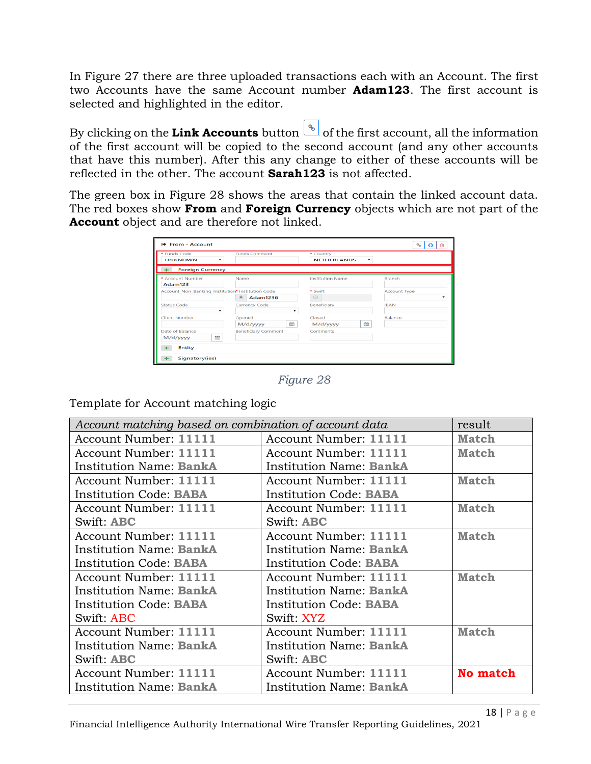In Figure 27 there are three uploaded transactions each with an Account. The first two Accounts have the same Account number **Adam123**. The first account is selected and highlighted in the editor.

By clicking on the **Link Accounts** button of the first account, all the information of the first account will be copied to the second account (and any other accounts that have this number). After this any change to either of these accounts will be reflected in the other. The account **Sarah123** is not affected.

The green box in Figure 28 shows the areas that contain the linked account data. The red boxes show **From** and **Foreign Currency** objects which are not part of the **Account** object and are therefore not linked.

*Figure 28*

Template for Account matching logic

| *Account matching based on combination of account data* | | result |
|---|---|---|
| Account Number: **11111** | Account Number: **11111** | **Match** |
| Account Number: **11111**<br>Institution Name: **BankA** | Account Number: **11111**<br>Institution Name: **BankA** | **Match** |
| Account Number: **11111**<br>Institution Code: **BABA** | Account Number: **11111**<br>Institution Code: **BABA** | **Match** |
| Account Number: **11111**<br>Swift: **ABC** | Account Number: **11111**<br>Swift: **ABC** | **Match** |
| Account Number: **11111**<br>Institution Name: **BankA**<br>Institution Code: **BABA** | Account Number: **11111**<br>Institution Name: **BankA**<br>Institution Code: **BABA** | **Match** |
| Account Number: **11111**<br>Institution Name: **BankA**<br>Institution Code: **BABA**<br>Swift: ABC | Account Number: **11111**<br>Institution Name: **BankA**<br>Institution Code: **BABA**<br>Swift: XYZ | **Match** |
| Account Number: **11111**<br>Institution Name: **BankA**<br>Swift: **ABC** | Account Number: **11111**<br>Institution Name: **BankA**<br>Swift: **ABC** | **Match** |
| Account Number: **11111**<br>Institution Name: **BankA** | Account Number: **11111**<br>Institution Name: **BankA** | **No match** |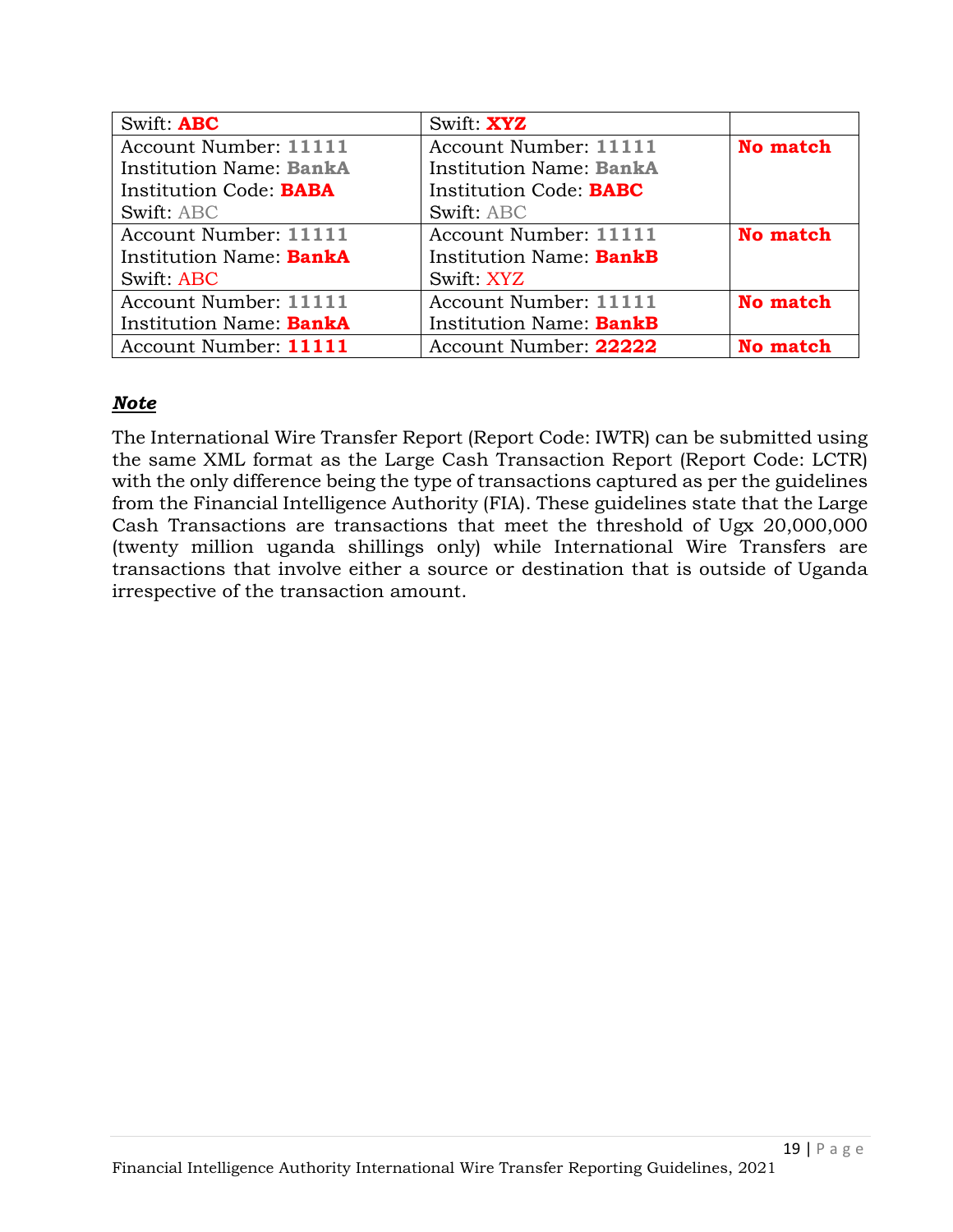| | | |
|---|---|---|
| Swift: **ABC** | Swift: **XYZ** | |
| Account Number: **11111**<br>Institution Name: **BankA**<br>Institution Code: **BABA**<br>Swift: ABC | Account Number: **11111**<br>Institution Name: **BankA**<br>Institution Code: **BABC**<br>Swift: ABC | **No match** |
| Account Number: **11111**<br>Institution Name: **BankA**<br>Swift: ABC | Account Number: **11111**<br>Institution Name: **BankB**<br>Swift: XYZ | **No match** |
| Account Number: **11111**<br>Institution Name: **BankA** | Account Number: **11111**<br>Institution Name: **BankB** | **No match** |
| Account Number: **11111** | Account Number: **22222** | **No match** |

***Note***

The International Wire Transfer Report (Report Code: IWTR) can be submitted using the same XML format as the Large Cash Transaction Report (Report Code: LCTR) with the only difference being the type of transactions captured as per the guidelines from the Financial Intelligence Authority (FIA). These guidelines state that the Large Cash Transactions are transactions that meet the threshold of Ugx 20,000,000 (twenty million uganda shillings only) while International Wire Transfers are transactions that involve either a source or destination that is outside of Uganda irrespective of the transaction amount.